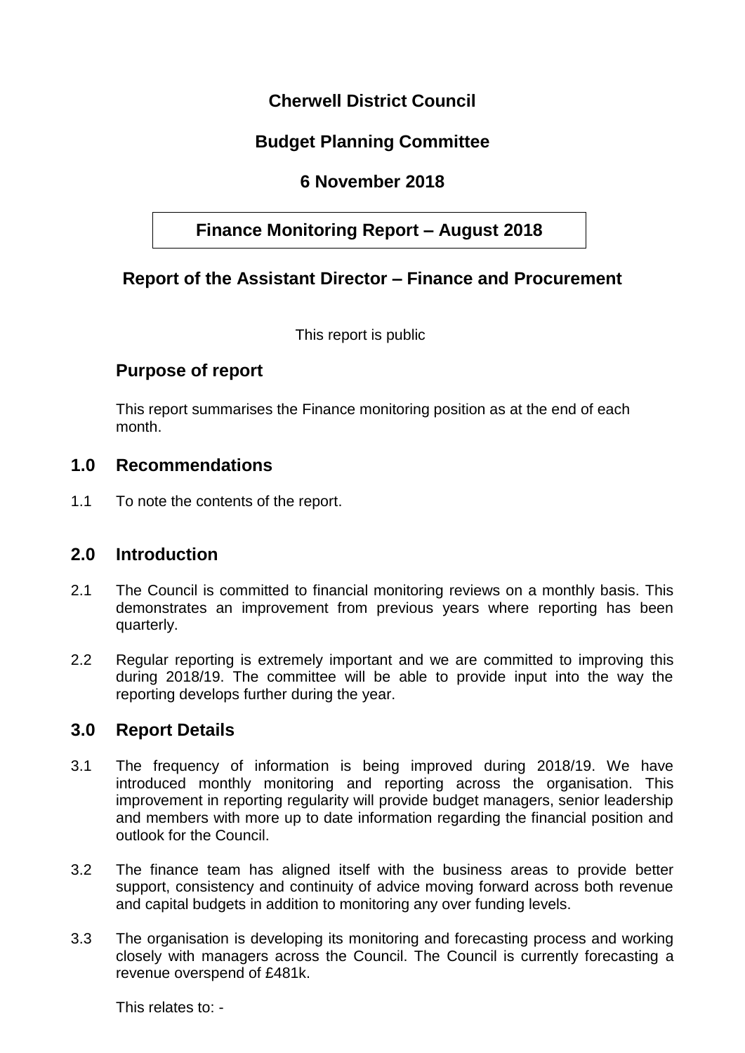# Cherwell District Council

## Budget Planning Committee

## 6 November 2018

## Finance Monitoring Report – August 2018

## Report of the Assistant Director – Finance and Procurement

This report is public

### Purpose of report

This report summarises the Finance monitoring position as at the end of each month.

## 1.0 Recommendations

1.1 To note the contents of the report.

## 2.0 Introduction

2.1 The Council is committed to financial monitoring reviews on a monthly basis. This demonstrates an improvement from previous years where reporting has been quarterly.

2.2 Regular reporting is extremely important and we are committed to improving this during 2018/19. The committee will be able to provide input into the way the reporting develops further during the year.

## 3.0 Report Details

3.1 The frequency of information is being improved during 2018/19. We have introduced monthly monitoring and reporting across the organisation. This improvement in reporting regularity will provide budget managers, senior leadership and members with more up to date information regarding the financial position and outlook for the Council.

3.2 The finance team has aligned itself with the business areas to provide better support, consistency and continuity of advice moving forward across both revenue and capital budgets in addition to monitoring any over funding levels.

3.3 The organisation is developing its monitoring and forecasting process and working closely with managers across the Council. The Council is currently forecasting a revenue overspend of £481k.

This relates to: -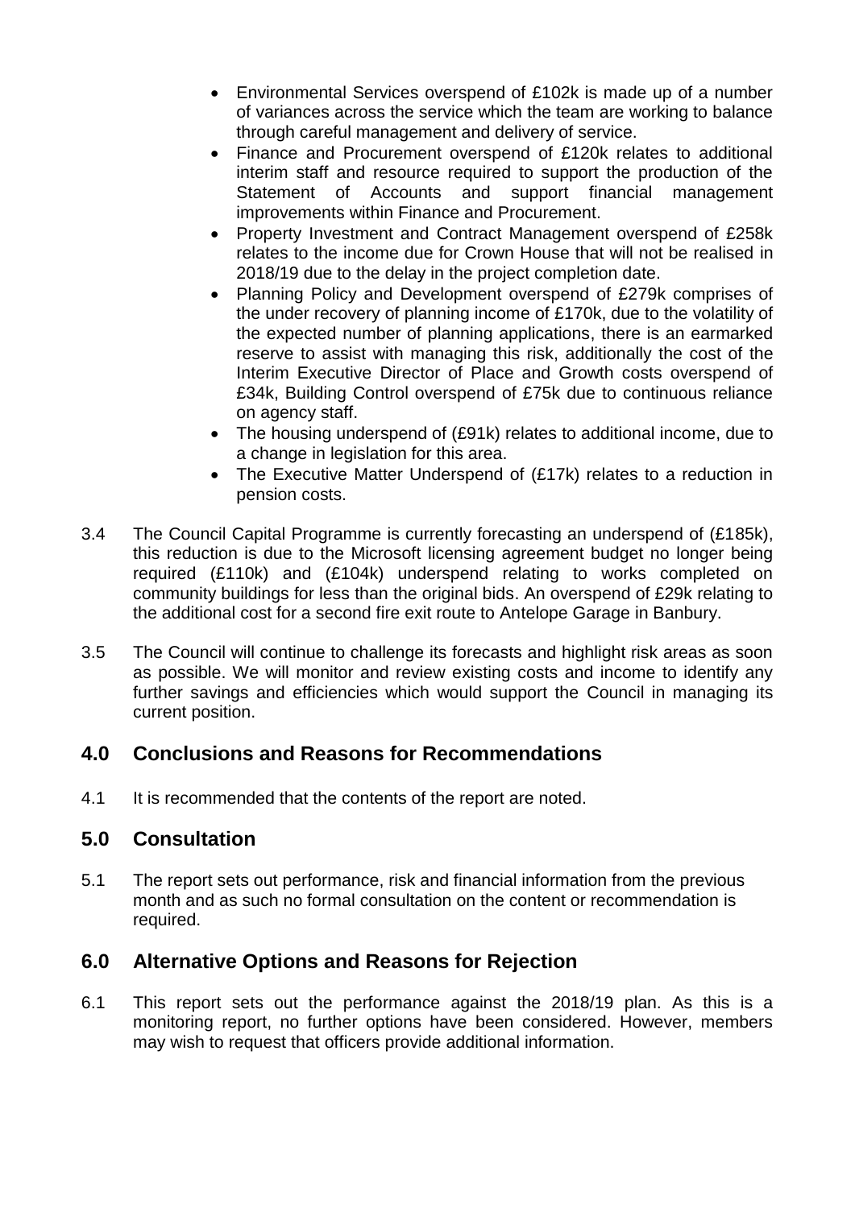- Environmental Services overspend of £102k is made up of a number of variances across the service which the team are working to balance through careful management and delivery of service.
- Finance and Procurement overspend of £120k relates to additional interim staff and resource required to support the production of the Statement of Accounts and support financial management improvements within Finance and Procurement.
- Property Investment and Contract Management overspend of £258k relates to the income due for Crown House that will not be realised in 2018/19 due to the delay in the project completion date.
- Planning Policy and Development overspend of £279k comprises of the under recovery of planning income of £170k, due to the volatility of the expected number of planning applications, there is an earmarked reserve to assist with managing this risk, additionally the cost of the Interim Executive Director of Place and Growth costs overspend of £34k, Building Control overspend of £75k due to continuous reliance on agency staff.
- The housing underspend of (£91k) relates to additional income, due to a change in legislation for this area.
- The Executive Matter Underspend of (£17k) relates to a reduction in pension costs.

3.4 The Council Capital Programme is currently forecasting an underspend of (£185k), this reduction is due to the Microsoft licensing agreement budget no longer being required (£110k) and (£104k) underspend relating to works completed on community buildings for less than the original bids. An overspend of £29k relating to the additional cost for a second fire exit route to Antelope Garage in Banbury.

3.5 The Council will continue to challenge its forecasts and highlight risk areas as soon as possible. We will monitor and review existing costs and income to identify any further savings and efficiencies which would support the Council in managing its current position.

## 4.0 Conclusions and Reasons for Recommendations

4.1 It is recommended that the contents of the report are noted.

## 5.0 Consultation

5.1 The report sets out performance, risk and financial information from the previous month and as such no formal consultation on the content or recommendation is required.

## 6.0 Alternative Options and Reasons for Rejection

6.1 This report sets out the performance against the 2018/19 plan. As this is a monitoring report, no further options have been considered. However, members may wish to request that officers provide additional information.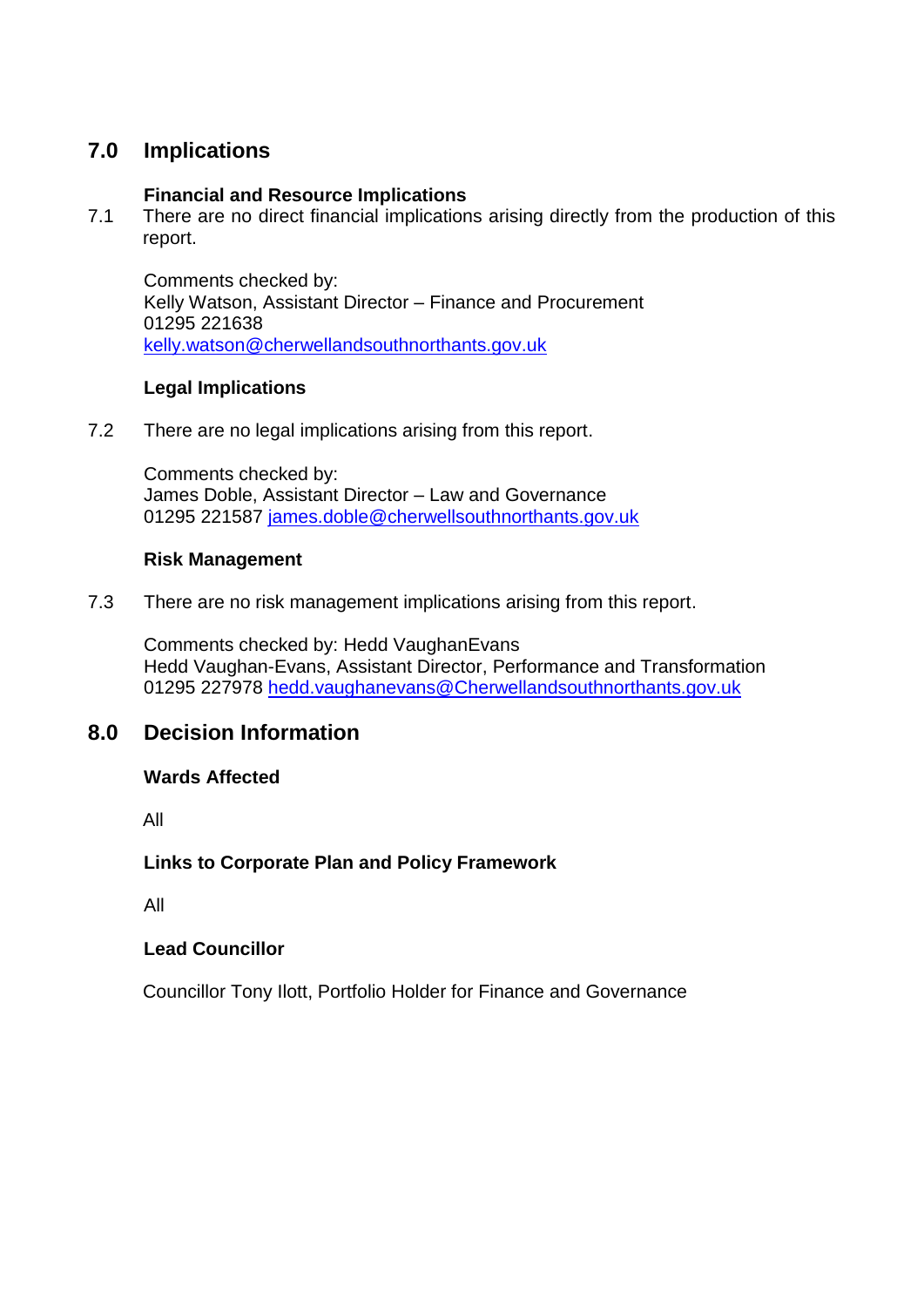## 7.0 Implications

**Financial and Resource Implications**

7.1 There are no direct financial implications arising directly from the production of this report.

Comments checked by:
Kelly Watson, Assistant Director – Finance and Procurement
01295 221638
kelly.watson@cherwellandsouthnorthants.gov.uk

**Legal Implications**

7.2 There are no legal implications arising from this report.

Comments checked by:
James Doble, Assistant Director – Law and Governance
01295 221587 james.doble@cherwellsouthnorthants.gov.uk

**Risk Management**

7.3 There are no risk management implications arising from this report.

Comments checked by: Hedd VaughanEvans
Hedd Vaughan-Evans, Assistant Director, Performance and Transformation
01295 227978 hedd.vaughanevans@Cherwellandsouthnorthants.gov.uk

## 8.0 Decision Information

**Wards Affected**

All

**Links to Corporate Plan and Policy Framework**

All

**Lead Councillor**

Councillor Tony Ilott, Portfolio Holder for Finance and Governance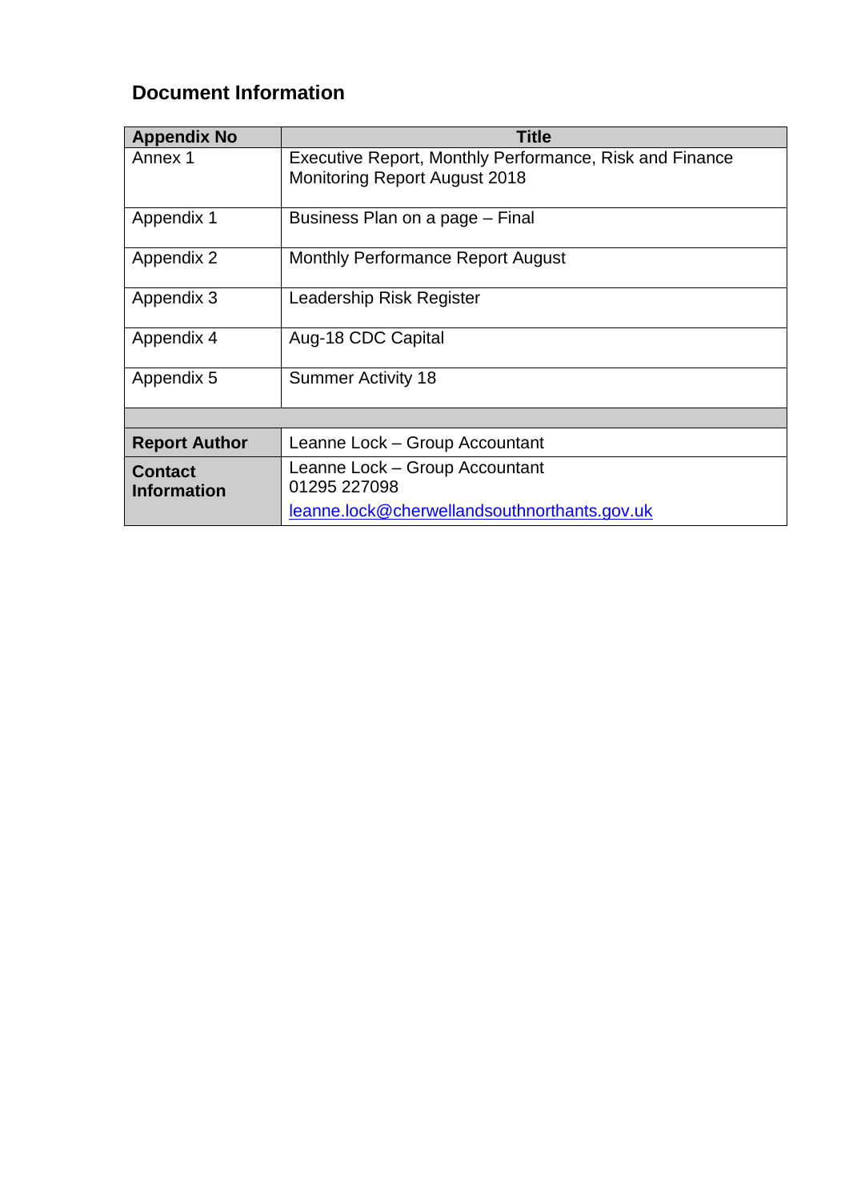## Document Information

| Appendix No | Title |
|---|---|
| Annex 1 | Executive Report, Monthly Performance, Risk and Finance Monitoring Report August 2018 |
| Appendix 1 | Business Plan on a page – Final |
| Appendix 2 | Monthly Performance Report August |
| Appendix 3 | Leadership Risk Register |
| Appendix 4 | Aug-18 CDC Capital |
| Appendix 5 | Summer Activity 18 |
| | |
| **Report Author** | Leanne Lock – Group Accountant |
| **Contact Information** | Leanne Lock – Group Accountant<br>01295 227098<br>leanne.lock@cherwellandsouthnorthants.gov.uk |